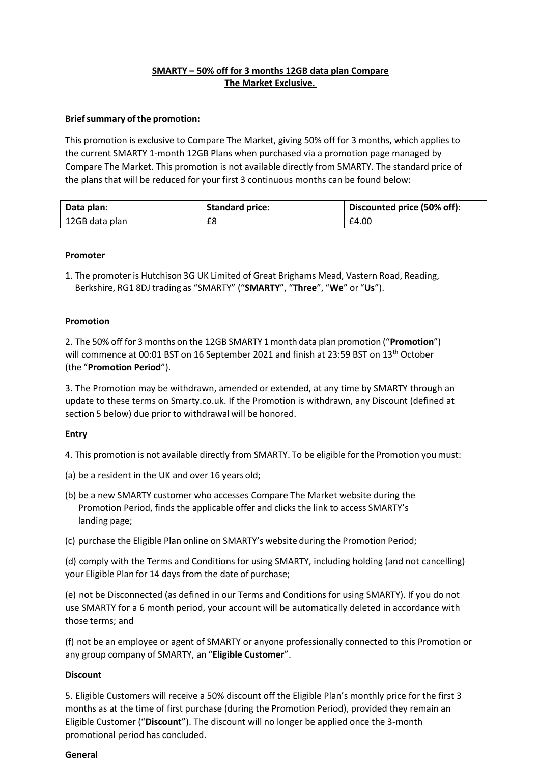# SMARTY – 50% off for 3 months 12GB data plan Compare The Market Exclusive.

**Brief summary of the promotion:**

This promotion is exclusive to Compare The Market, giving 50% off for 3 months, which applies to the current SMARTY 1-month 12GB Plans when purchased via a promotion page managed by Compare The Market. This promotion is not available directly from SMARTY. The standard price of the plans that will be reduced for your first 3 continuous months can be found below:

| Data plan: | Standard price: | Discounted price (50% off): |
|---|---|---|
| 12GB data plan | £8 | £4.00 |

**Promoter**

1. The promoter is Hutchison 3G UK Limited of Great Brighams Mead, Vastern Road, Reading, Berkshire, RG1 8DJ trading as "SMARTY" ("**SMARTY**", "**Three**", "**We**" or "**Us**").

**Promotion**

2. The 50% off for 3 months on the 12GB SMARTY 1 month data plan promotion ("**Promotion**") will commence at 00:01 BST on 16 September 2021 and finish at 23:59 BST on 13th October (the "**Promotion Period**").

3. The Promotion may be withdrawn, amended or extended, at any time by SMARTY through an update to these terms on Smarty.co.uk. If the Promotion is withdrawn, any Discount (defined at section 5 below) due prior to withdrawal will be honored.

**Entry**

4. This promotion is not available directly from SMARTY. To be eligible for the Promotion you must:

(a) be a resident in the UK and over 16 years old;

(b) be a new SMARTY customer who accesses Compare The Market website during the Promotion Period, finds the applicable offer and clicks the link to access SMARTY's landing page;

(c) purchase the Eligible Plan online on SMARTY's website during the Promotion Period;

(d) comply with the Terms and Conditions for using SMARTY, including holding (and not cancelling) your Eligible Plan for 14 days from the date of purchase;

(e) not be Disconnected (as defined in our Terms and Conditions for using SMARTY). If you do not use SMARTY for a 6 month period, your account will be automatically deleted in accordance with those terms; and

(f) not be an employee or agent of SMARTY or anyone professionally connected to this Promotion or any group company of SMARTY, an "**Eligible Customer**".

**Discount**

5. Eligible Customers will receive a 50% discount off the Eligible Plan's monthly price for the first 3 months as at the time of first purchase (during the Promotion Period), provided they remain an Eligible Customer ("**Discount**"). The discount will no longer be applied once the 3-month promotional period has concluded.

**General**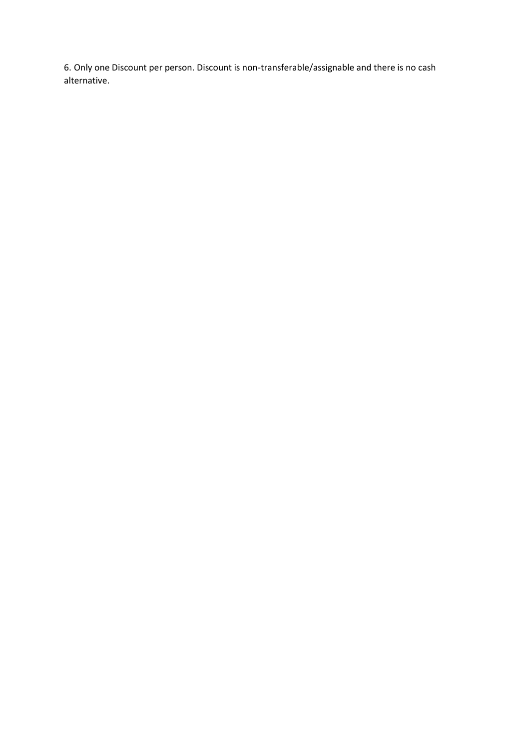6. Only one Discount per person. Discount is non-transferable/assignable and there is no cash alternative.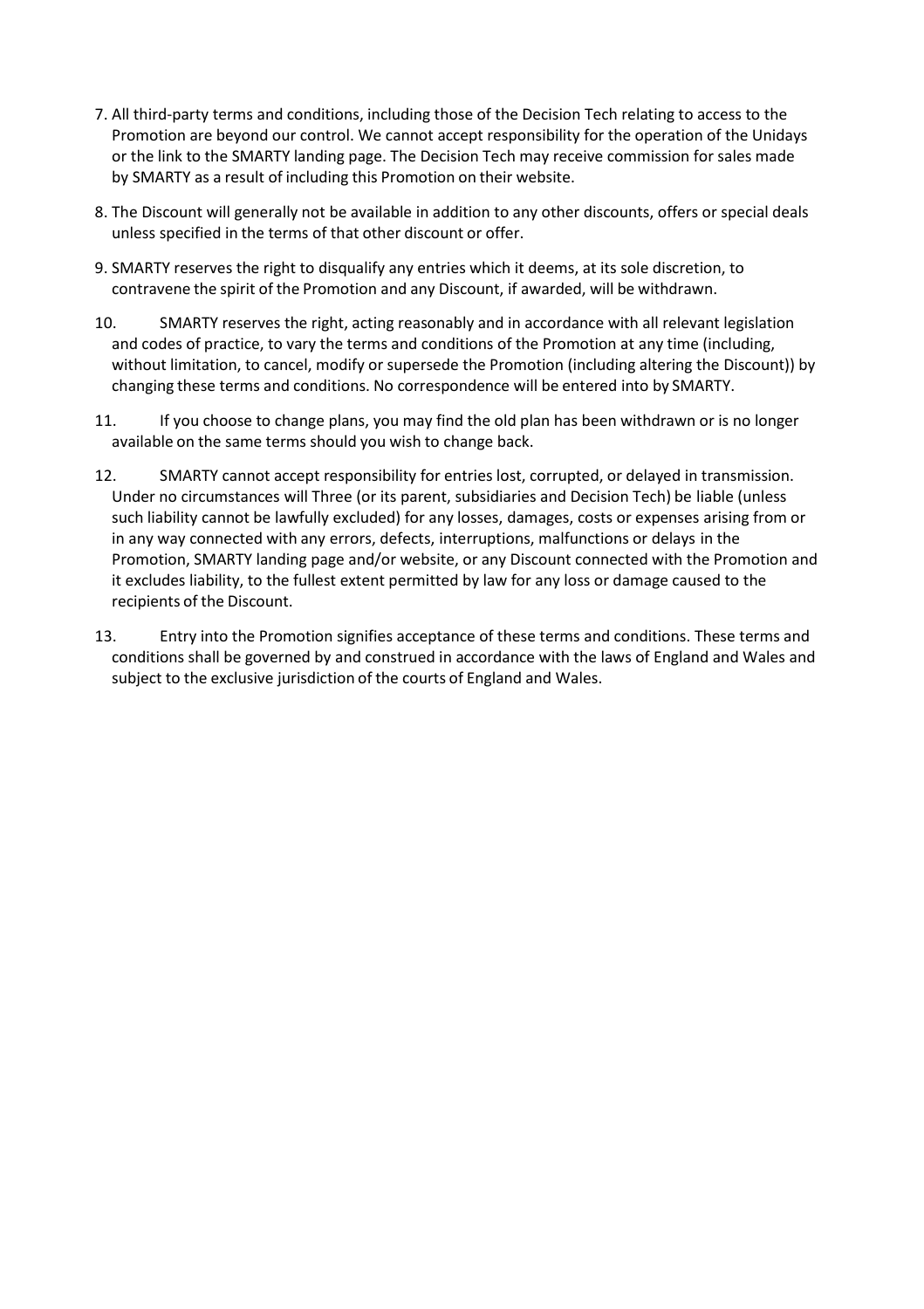7. All third-party terms and conditions, including those of the Decision Tech relating to access to the Promotion are beyond our control. We cannot accept responsibility for the operation of the Unidays or the link to the SMARTY landing page. The Decision Tech may receive commission for sales made by SMARTY as a result of including this Promotion on their website.

8. The Discount will generally not be available in addition to any other discounts, offers or special deals unless specified in the terms of that other discount or offer.

9. SMARTY reserves the right to disqualify any entries which it deems, at its sole discretion, to contravene the spirit of the Promotion and any Discount, if awarded, will be withdrawn.

10. SMARTY reserves the right, acting reasonably and in accordance with all relevant legislation and codes of practice, to vary the terms and conditions of the Promotion at any time (including, without limitation, to cancel, modify or supersede the Promotion (including altering the Discount)) by changing these terms and conditions. No correspondence will be entered into by SMARTY.

11. If you choose to change plans, you may find the old plan has been withdrawn or is no longer available on the same terms should you wish to change back.

12. SMARTY cannot accept responsibility for entries lost, corrupted, or delayed in transmission. Under no circumstances will Three (or its parent, subsidiaries and Decision Tech) be liable (unless such liability cannot be lawfully excluded) for any losses, damages, costs or expenses arising from or in any way connected with any errors, defects, interruptions, malfunctions or delays in the Promotion, SMARTY landing page and/or website, or any Discount connected with the Promotion and it excludes liability, to the fullest extent permitted by law for any loss or damage caused to the recipients of the Discount.

13. Entry into the Promotion signifies acceptance of these terms and conditions. These terms and conditions shall be governed by and construed in accordance with the laws of England and Wales and subject to the exclusive jurisdiction of the courts of England and Wales.